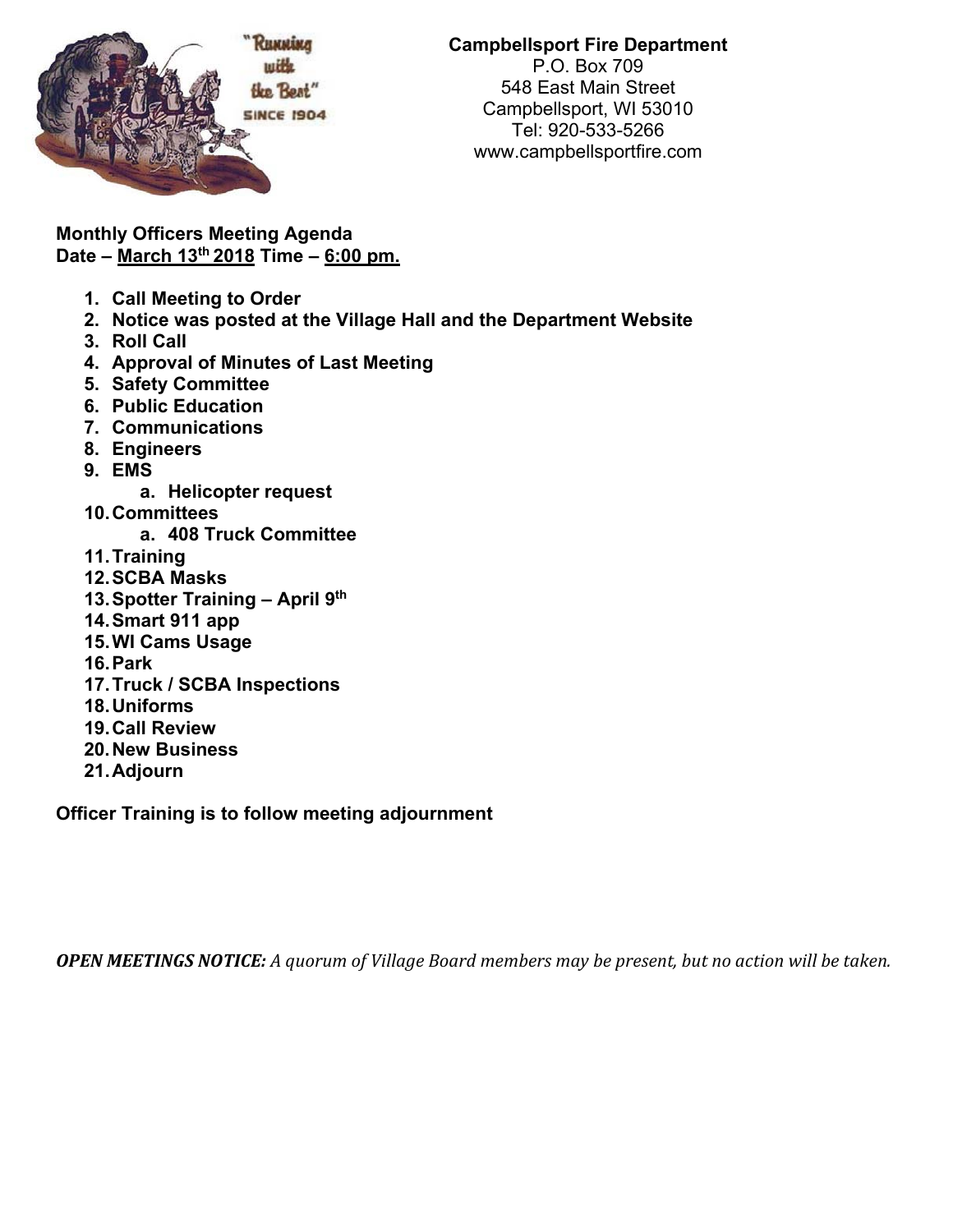**Campbellsport Fire Department**
P.O. Box 709
548 East Main Street
Campbellsport, WI 53010
Tel: 920-533-5266
www.campbellsportfire.com

**Monthly Officers Meeting Agenda**
**Date – March 13th 2018 Time – 6:00 pm.**

1. **Call Meeting to Order**
2. **Notice was posted at the Village Hall and the Department Website**
3. **Roll Call**
4. **Approval of Minutes of Last Meeting**
5. **Safety Committee**
6. **Public Education**
7. **Communications**
8. **Engineers**
9. **EMS**
   a. **Helicopter request**
10. **Committees**
    a. **408 Truck Committee**
11. **Training**
12. **SCBA Masks**
13. **Spotter Training – April 9th**
14. **Smart 911 app**
15. **WI Cams Usage**
16. **Park**
17. **Truck / SCBA Inspections**
18. **Uniforms**
19. **Call Review**
20. **New Business**
21. **Adjourn**

**Officer Training is to follow meeting adjournment**

***OPEN MEETINGS NOTICE:*** *A quorum of Village Board members may be present, but no action will be taken.*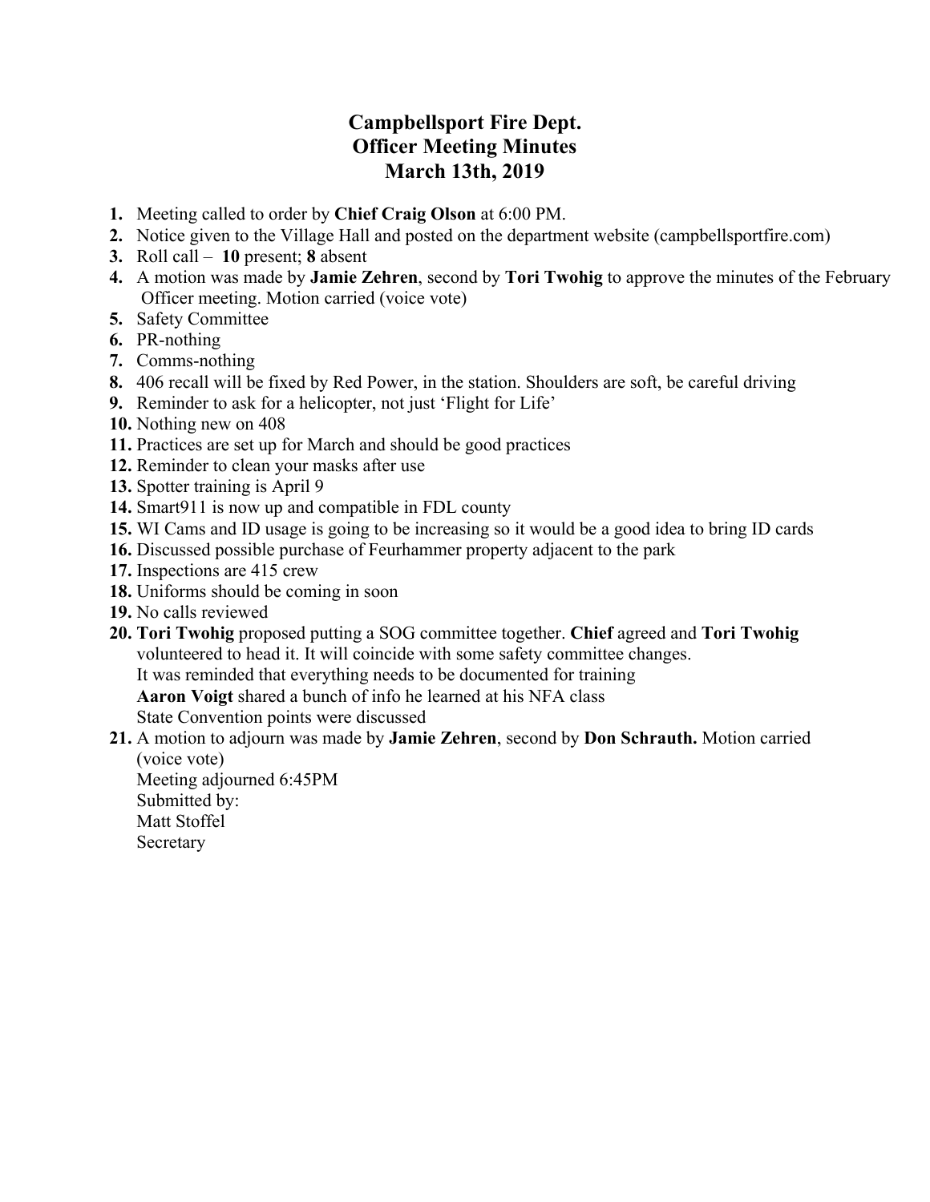# Campbellsport Fire Dept.
## Officer Meeting Minutes
## March 13th, 2019

1. Meeting called to order by **Chief Craig Olson** at 6:00 PM.
2. Notice given to the Village Hall and posted on the department website (campbellsportfire.com)
3. Roll call – **10** present; **8** absent
4. A motion was made by **Jamie Zehren**, second by **Tori Twohig** to approve the minutes of the February Officer meeting. Motion carried (voice vote)
5. Safety Committee
6. PR-nothing
7. Comms-nothing
8. 406 recall will be fixed by Red Power, in the station. Shoulders are soft, be careful driving
9. Reminder to ask for a helicopter, not just 'Flight for Life'
10. Nothing new on 408
11. Practices are set up for March and should be good practices
12. Reminder to clean your masks after use
13. Spotter training is April 9
14. Smart911 is now up and compatible in FDL county
15. WI Cams and ID usage is going to be increasing so it would be a good idea to bring ID cards
16. Discussed possible purchase of Feurhammer property adjacent to the park
17. Inspections are 415 crew
18. Uniforms should be coming in soon
19. No calls reviewed
20. **Tori Twohig** proposed putting a SOG committee together. **Chief** agreed and **Tori Twohig** volunteered to head it. It will coincide with some safety committee changes.
    It was reminded that everything needs to be documented for training
    **Aaron Voigt** shared a bunch of info he learned at his NFA class
    State Convention points were discussed
21. A motion to adjourn was made by **Jamie Zehren**, second by **Don Schrauth.** Motion carried (voice vote)
    Meeting adjourned 6:45PM
    Submitted by:
    Matt Stoffel
    Secretary